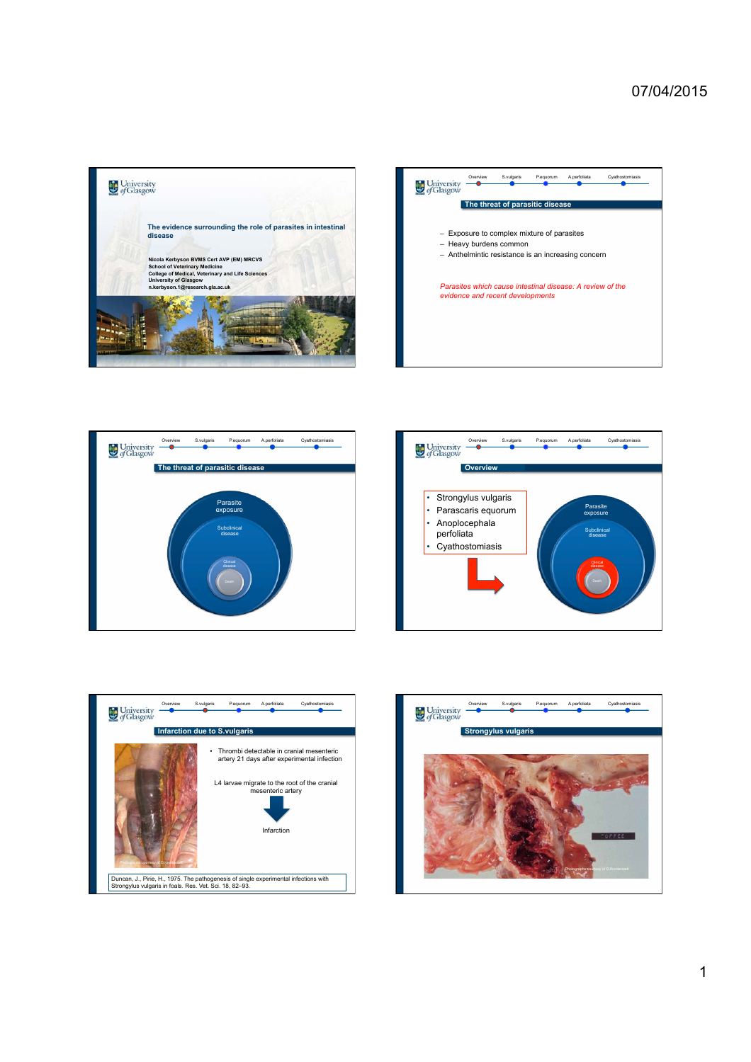## The evidence surrounding the role of parasites in intestinal disease

**Nicola Kerbyson BVMS Cert AVP (EM) MRCVS**
**School of Veterinary Medicine**
**College of Medical, Veterinary and Life Sciences**
**University of Glasgow**
**n.kerbyson.1@research.gla.ac.uk**

---

Overview | S.vulgaris | P.equorum | A.perfoliata | Cyathostomiasis

## The threat of parasitic disease

- Exposure to complex mixture of parasites
- Heavy burdens common
- Anthelmintic resistance is an increasing concern

*Parasites which cause intestinal disease: A review of the evidence and recent developments*

---

Overview | S.vulgaris | P.equorum | A.perfoliata | Cyathostomiasis

## The threat of parasitic disease

Parasite exposure

Subclinical disease

Clinical disease

Death

---

Overview | S.vulgaris | P.equorum | A.perfoliata | Cyathostomiasis

## Overview

- Strongylus vulgaris
- Parascaris equorum
- Anoplocephala perfoliata
- Cyathostomiasis

Parasite exposure

Subclinical disease

Clinical disease

Death

---

Overview | S.vulgaris | P.equorum | A.perfoliata | Cyathostomiasis

## Infarction due to S.vulgaris

Photographs courtesy of D.Rendle

- Thrombi detectable in cranial mesenteric artery 21 days after experimental infection

L4 larvae migrate to the root of the cranial mesenteric artery

Infarction

Duncan, J., Pirie, H., 1975. The pathogenesis of single experimental infections with Strongylus vulgaris in foals. Res. Vet. Sci. 18, 82–93.

---

Overview | S.vulgaris | P.equorum | A.perfoliata | Cyathostomiasis

## Strongylus vulgaris

Photographs courtesy of D.Rendle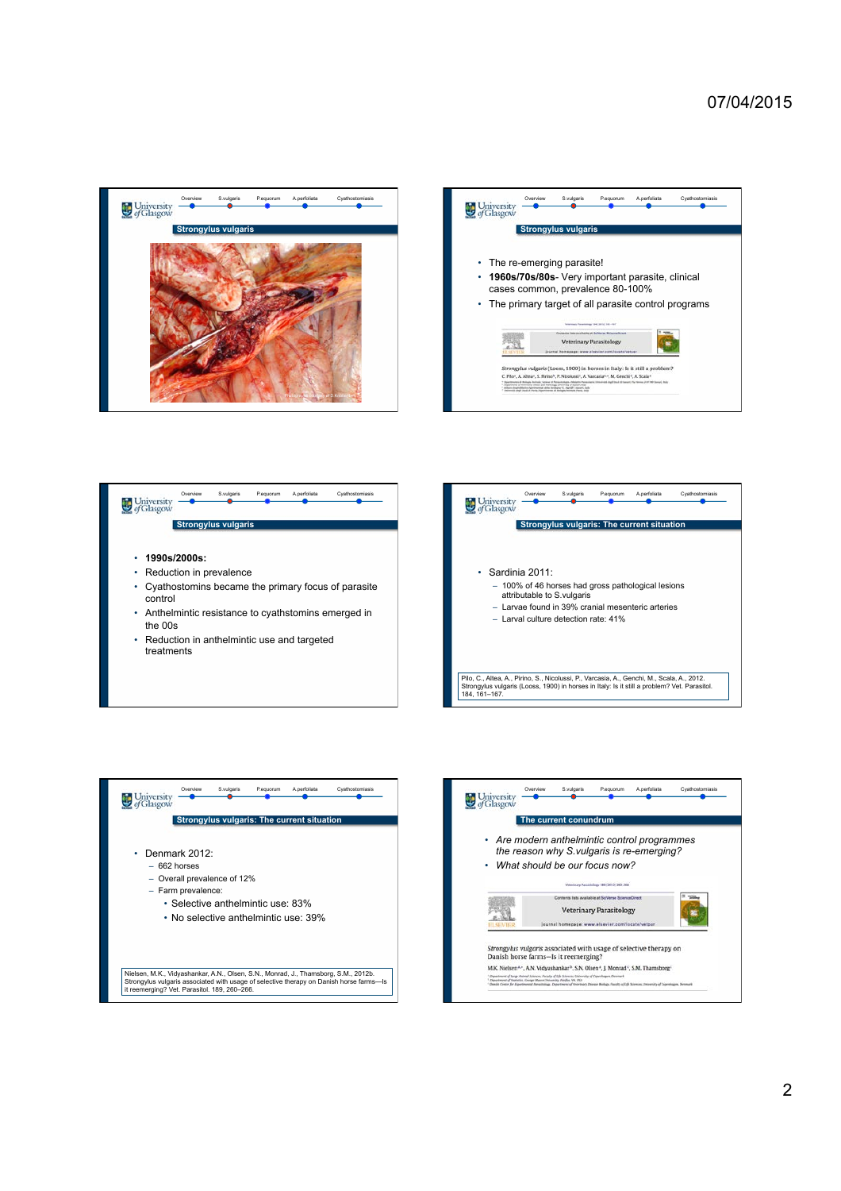## Strongylus vulgaris

## Strongylus vulgaris

- The re-emerging parasite!
- **1960s/70s/80s**- Very important parasite, clinical cases common, prevalence 80-100%
- The primary target of all parasite control programs

## Strongylus vulgaris

- **1990s/2000s:**
- Reduction in prevalence
- Cyathostomins became the primary focus of parasite control
- Anthelmintic resistance to cyathstomins emerged in the 00s
- Reduction in anthelmintic use and targeted treatments

## Strongylus vulgaris: The current situation

- Sardinia 2011:
  - 100% of 46 horses had gross pathological lesions attributable to S.vulgaris
  - Larvae found in 39% cranial mesenteric arteries
  - Larval culture detection rate: 41%

Pilo, C., Altea, A., Pirino, S., Nicolussi, P., Varcasia, A., Genchi, M., Scala, A., 2012. Strongylus vulgaris (Looss, 1900) in horses in Italy: Is it still a problem? Vet. Parasitol. 184, 161–167.

## Strongylus vulgaris: The current situation

- Denmark 2012:
  - 662 horses
  - Overall prevalence of 12%
  - Farm prevalence:
    - Selective anthelmintic use: 83%
    - No selective anthelmintic use: 39%

Nielsen, M.K., Vidyashankar, A.N., Olsen, S.N., Monrad, J., Thamsborg, S.M., 2012b. Strongylus vulgaris associated with usage of selective therapy on Danish horse farms—Is it reemerging? Vet. Parasitol. 189, 260–266.

## The current conundrum

- *Are modern anthelmintic control programmes the reason why S.vulgaris is re-emerging?*
- *What should be our focus now?*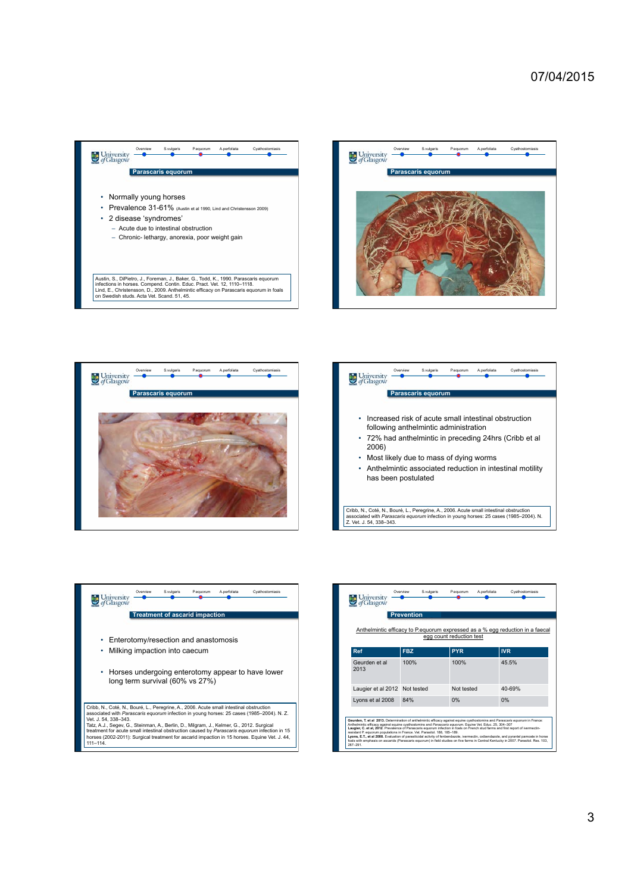## Parascaris equorum

- Normally young horses
- Prevalence 31-61% (Austin et al 1990, Lind and Christensson 2009)
- 2 disease 'syndromes'
  - Acute due to intestinal obstruction
  - Chronic- lethargy, anorexia, poor weight gain

Austin, S., DiPietro, J., Foreman, J., Baker, G., Todd, K., 1990. Parascaris equorum infections in horses. Compend. Contin. Educ. Pract. Vet. 12, 1110–1118.
Lind, E., Christensson, D., 2009. Anthelmintic efficacy on Parascaris equorum in foals on Swedish studs. Acta Vet. Scand. 51, 45.

## Parascaris equorum

## Parascaris equorum

## Parascaris equorum

- Increased risk of acute small intestinal obstruction following anthelmintic administration
- 72% had anthelmintic in preceding 24hrs (Cribb et al 2006)
- Most likely due to mass of dying worms
- Anthelmintic associated reduction in intestinal motility has been postulated

Cribb, N., Coté, N., Bouré, L., Peregrine, A., 2006. Acute small intestinal obstruction associated with *Parascaris equorum* infection in young horses: 25 cases (1985–2004). N. Z. Vet. J. 54, 338–343.

## Treatment of ascarid impaction

- Enterotomy/resection and anastomosis
- Milking impaction into caecum

- Horses undergoing enterotomy appear to have lower long term survival (60% vs 27%)

Cribb, N., Coté, N., Bouré, L., Peregrine, A., 2006. Acute small intestinal obstruction associated with *Parascaris equorum* infection in young horses: 25 cases (1985–2004). N. Z. Vet. J. 54, 338–343.
Tatz, A.J., Segev, G., Steinman, A., Berlin, D., Milgram, J., Kelmer, G., 2012. Surgical treatment for acute small intestinal obstruction caused by *Parascaris equorum* infection in 15 horses (2002-2011): Surgical treatment for ascarid impaction in 15 horses. Equine Vet. J. 44, 111–114.

## Prevention

Anthelmintic efficacy to P.equorum expressed as a % egg reduction in a faecal egg count reduction test

| Ref | FBZ | PYR | IVR |
|---|---|---|---|
| Geurden et al 2013 | 100% | 100% | 45.5% |
| Laugier et al 2012 | Not tested | Not tested | 40-69% |
| Lyons et al 2008 | 84% | 0% | 0% |

**Geurden, T. et al 2013.** Determination of anthelmintic efficacy against equine cyathostomins and *Parascaris equorum* in France: Anthelmintic efficacy against equine cyathostomins and *Parascaris equorum*. Equine Vet. Educ. 25, 304–307
**Laugier, C. et al. 2012.** Prevalence of Parascaris equorum infection in foals on French stud farms and first report of ivermectin-resistant P. equorum populations in France. Vet. Parasitol. 188, 185–189.
**Lyons, E.T., et al 2008.** Evaluation of parasiticidal activity of fenbendazole, ivermectin, oxibendazole, and pyrantel pamoate in horse foals with emphasis on ascarids (Parascaris equorum) in field studies on five farms in Central Kentucky in 2007. Parasitol. Res. 103, 287–291.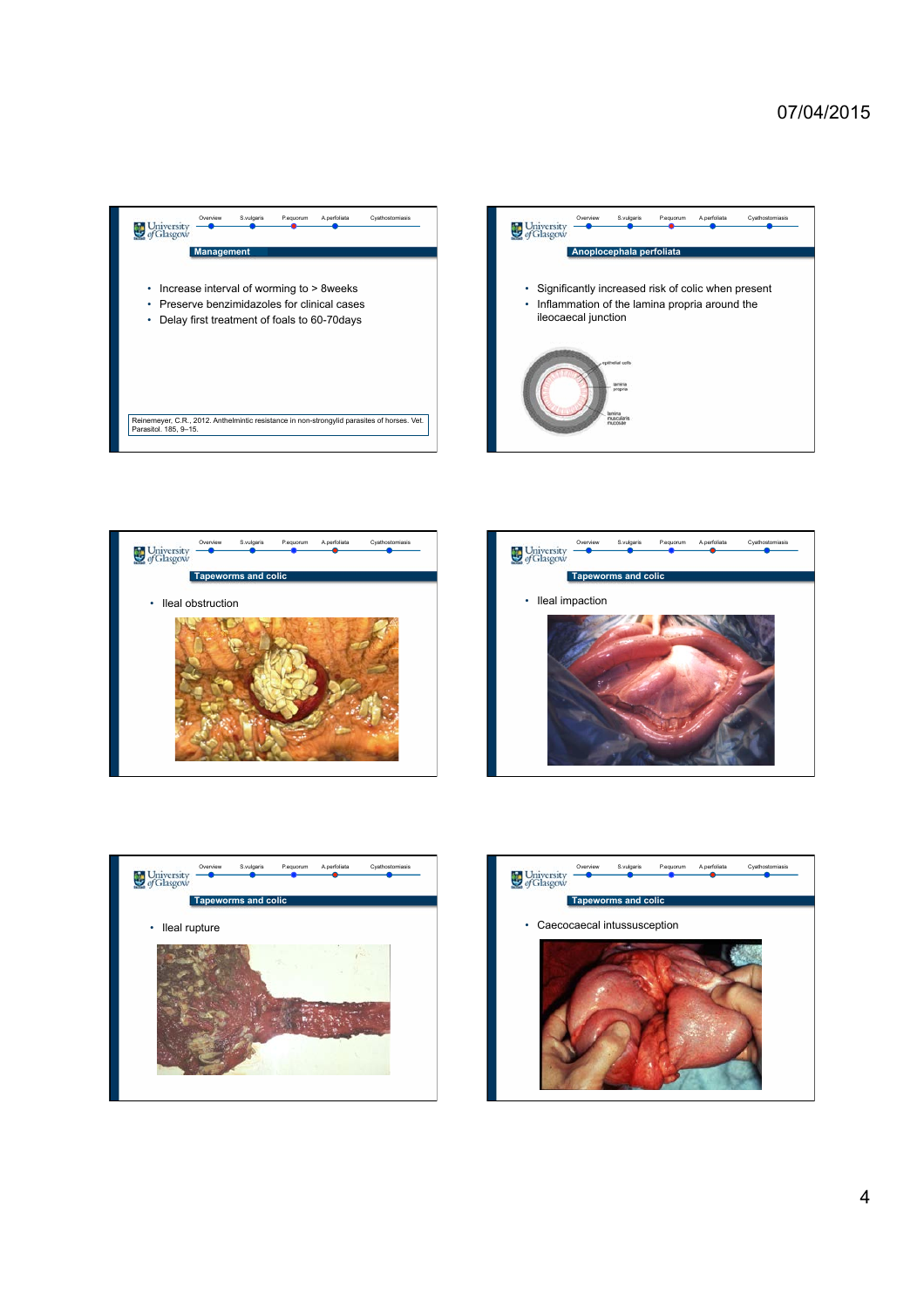## Management

- Increase interval of worming to > 8weeks
- Preserve benzimidazoles for clinical cases
- Delay first treatment of foals to 60-70days

Reinemeyer, C.R., 2012. Anthelmintic resistance in non-strongylid parasites of horses. Vet. Parasitol. 185, 9–15.

## Anoplocephala perfoliata

- Significantly increased risk of colic when present
- Inflammation of the lamina propria around the ileocaecal junction

epithelial cells

lamina propria

lamina muscularis mucosae

## Tapeworms and colic

- Ileal obstruction

## Tapeworms and colic

- Ileal impaction

## Tapeworms and colic

- Ileal rupture

## Tapeworms and colic

- Caecocaecal intussusception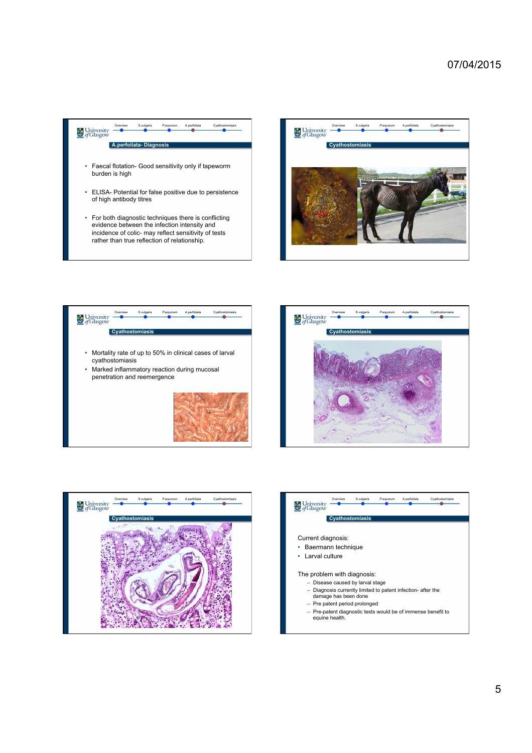## A.perfoliata- Diagnosis

- Faecal flotation- Good sensitivity only if tapeworm burden is high
- ELISA- Potential for false positive due to persistence of high antibody titres
- For both diagnostic techniques there is conflicting evidence between the infection intensity and incidence of colic- may reflect sensitivity of tests rather than true reflection of relationship.

## Cyathostomiasis

## Cyathostomiasis

- Mortality rate of up to 50% in clinical cases of larval cyathostomiasis
- Marked inflammatory reaction during mucosal penetration and reemergence

## Cyathostomiasis

## Cyathostomiasis

## Cyathostomiasis

Current diagnosis:

- Baermann technique
- Larval culture

The problem with diagnosis:

- Disease caused by larval stage
- Diagnosis currently limited to patent infection- after the damage has been done
- Pre patent period prolonged
- Pre-patent diagnostic tests would be of immense benefit to equine health.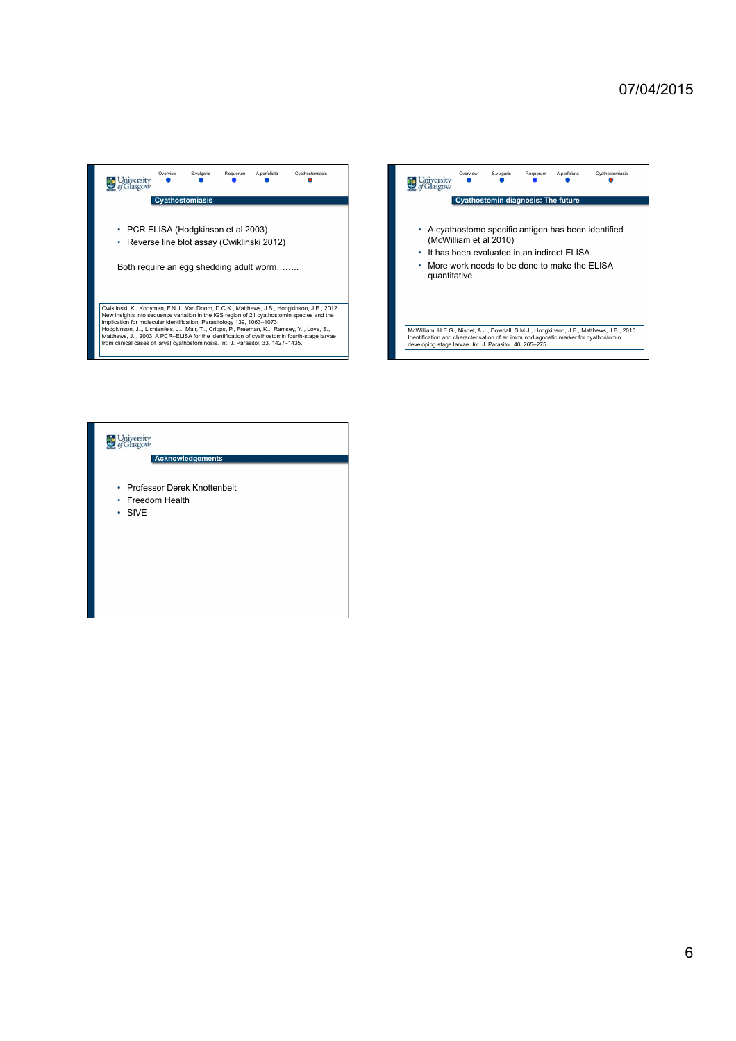## Cyathostomiasis

- PCR ELISA (Hodgkinson et al 2003)
- Reverse line blot assay (Cwiklinski 2012)

Both require an egg shedding adult worm……..

Cwiklinski, K., Kooyman, F.N.J., Van Doorn, D.C.K., Matthews, J.B., Hodgkinson, J.E., 2012. New insights into sequence variation in the IGS region of 21 cyathostomin species and the implication for molecular identification. Parasitology 139, 1063–1073.
Hodgkinson, J.., Lichtenfels, J.., Mair, T.., Cripps, P., Freeman, K.., Ramsey, Y.., Love, S., Matthews, J.., 2003. A PCR–ELISA for the identification of cyathostomin fourth-stage larvae from clinical cases of larval cyathostominosis. Int. J. Parasitol. 33, 1427–1435.

## Cyathostomin diagnosis: The future

- A cyathostome specific antigen has been identified (McWilliam et al 2010)
- It has been evaluated in an indirect ELISA
- More work needs to be done to make the ELISA quantitative

McWilliam, H.E.G., Nisbet, A.J., Dowdall, S.M.J., Hodgkinson, J.E., Matthews, J.B., 2010. Identification and characterisation of an immunodiagnostic marker for cyathostomin developing stage larvae. Int. J. Parasitol. 40, 265–275.

## Acknowledgements

- Professor Derek Knottenbelt
- Freedom Health
- SIVE